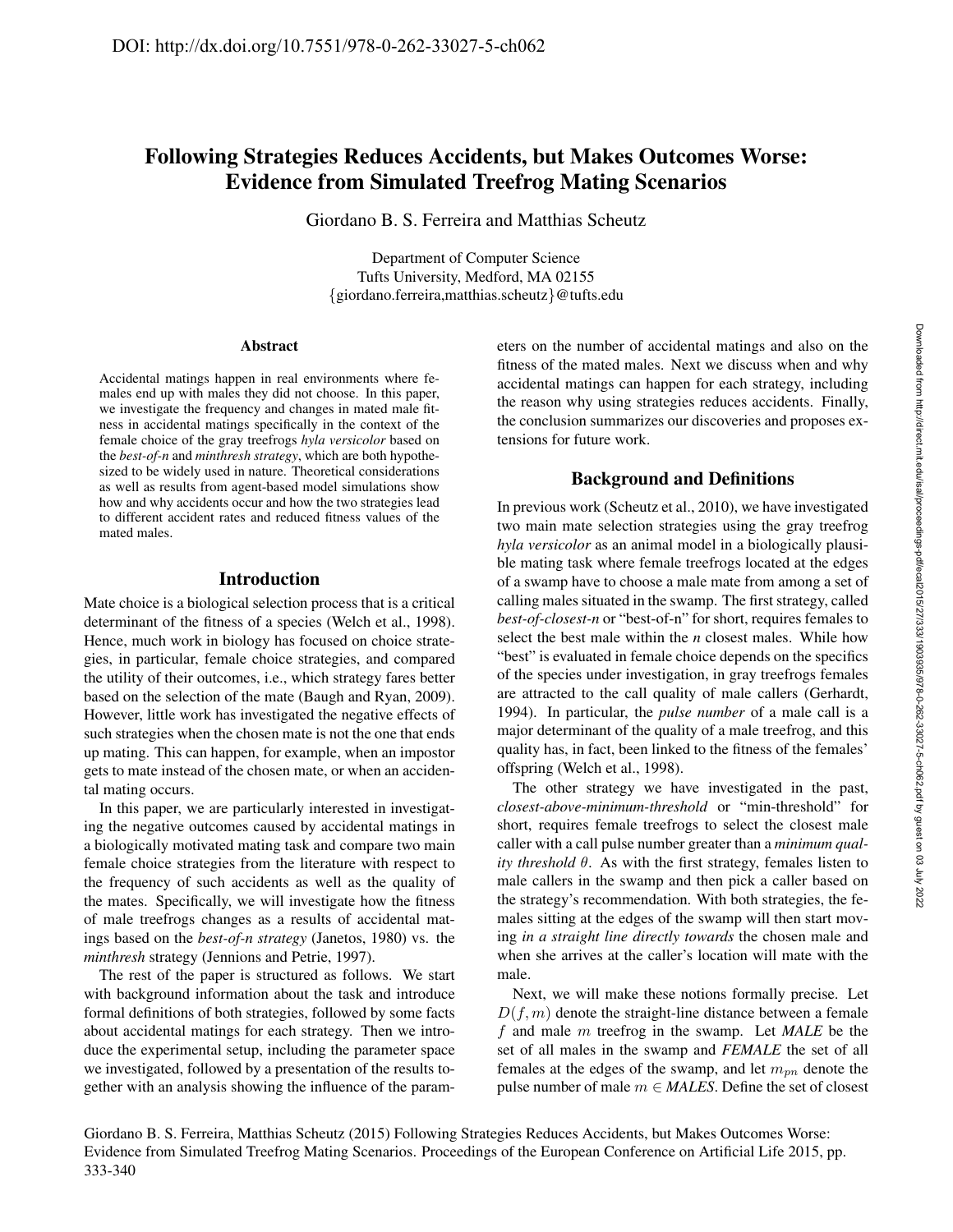DOI: http://dx.doi.org/10.7551/978-0-262-33027-5-ch062

# Following Strategies Reduces Accidents, but Makes Outcomes Worse: Evidence from Simulated Treefrog Mating Scenarios

Giordano B. S. Ferreira and Matthias Scheutz

Department of Computer Science
Tufts University, Medford, MA 02155
{giordano.ferreira,matthias.scheutz}@tufts.edu

## Abstract

Accidental matings happen in real environments where females end up with males they did not choose. In this paper, we investigate the frequency and changes in mated male fitness in accidental matings specifically in the context of the female choice of the gray treefrogs *hyla versicolor* based on the *best-of-n* and *minthresh strategy*, which are both hypothesized to be widely used in nature. Theoretical considerations as well as results from agent-based model simulations show how and why accidents occur and how the two strategies lead to different accident rates and reduced fitness values of the mated males.

## Introduction

Mate choice is a biological selection process that is a critical determinant of the fitness of a species (Welch et al., 1998). Hence, much work in biology has focused on choice strategies, in particular, female choice strategies, and compared the utility of their outcomes, i.e., which strategy fares better based on the selection of the mate (Baugh and Ryan, 2009). However, little work has investigated the negative effects of such strategies when the chosen mate is not the one that ends up mating. This can happen, for example, when an impostor gets to mate instead of the chosen mate, or when an accidental mating occurs.

In this paper, we are particularly interested in investigating the negative outcomes caused by accidental matings in a biologically motivated mating task and compare two main female choice strategies from the literature with respect to the frequency of such accidents as well as the quality of the mates. Specifically, we will investigate how the fitness of male treefrogs changes as a results of accidental matings based on the *best-of-n strategy* (Janetos, 1980) vs. the *minthresh* strategy (Jennions and Petrie, 1997).

The rest of the paper is structured as follows. We start with background information about the task and introduce formal definitions of both strategies, followed by some facts about accidental matings for each strategy. Then we introduce the experimental setup, including the parameter space we investigated, followed by a presentation of the results together with an analysis showing the influence of the parameters on the number of accidental matings and also on the fitness of the mated males. Next we discuss when and why accidental matings can happen for each strategy, including the reason why using strategies reduces accidents. Finally, the conclusion summarizes our discoveries and proposes extensions for future work.

## Background and Definitions

In previous work (Scheutz et al., 2010), we have investigated two main mate selection strategies using the gray treefrog *hyla versicolor* as an animal model in a biologically plausible mating task where female treefrogs located at the edges of a swamp have to choose a male mate from among a set of calling males situated in the swamp. The first strategy, called *best-of-closest-n* or "best-of-n" for short, requires females to select the best male within the $n$ closest males. While how "best" is evaluated in female choice depends on the specifics of the species under investigation, in gray treefrogs females are attracted to the call quality of male callers (Gerhardt, 1994). In particular, the *pulse number* of a male call is a major determinant of the quality of a male treefrog, and this quality has, in fact, been linked to the fitness of the females' offspring (Welch et al., 1998).

The other strategy we have investigated in the past, *closest-above-minimum-threshold* or "min-threshold" for short, requires female treefrogs to select the closest male caller with a call pulse number greater than a *minimum quality threshold* $\theta$. As with the first strategy, females listen to male callers in the swamp and then pick a caller based on the strategy's recommendation. With both strategies, the females sitting at the edges of the swamp will then start moving *in a straight line directly towards* the chosen male and when she arrives at the caller's location will mate with the male.

Next, we will make these notions formally precise. Let $D(f, m)$ denote the straight-line distance between a female $f$ and male $m$ treefrog in the swamp. Let *MALE* be the set of all males in the swamp and *FEMALE* the set of all females at the edges of the swamp, and let $m_{pn}$ denote the pulse number of male $m \in$ *MALES*. Define the set of closest

Giordano B. S. Ferreira, Matthias Scheutz (2015) Following Strategies Reduces Accidents, but Makes Outcomes Worse: Evidence from Simulated Treefrog Mating Scenarios. Proceedings of the European Conference on Artificial Life 2015, pp. 333-340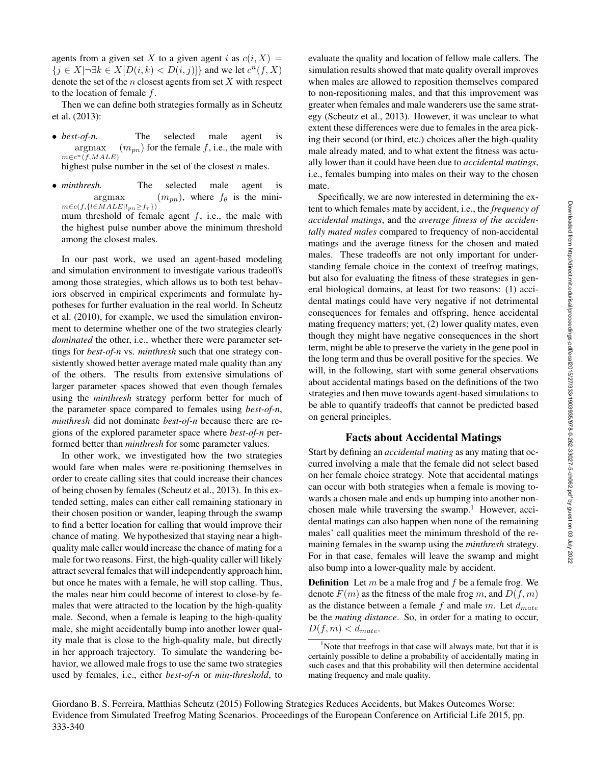agents from a given set $X$ to a given agent $i$ as $c(i, X) = \{j \in X | \neg\exists k \in X[D(i,k) < D(i,j)]\}$ and we let $c^n(f, X)$ denote the set of the $n$ closest agents from set $X$ with respect to the location of female $f$.

Then we can define both strategies formally as in Scheutz et al. (2013):

- *best-of-n.* The selected male agent is $\underset{m \in c^n(f, MALE)}{\operatorname{argmax}} (m_{pn})$ for the female $f$, i.e., the male with highest pulse number in the set of the closest $n$ males.
- *minthresh.* The selected male agent is $\underset{m \in c(f, \{l \in MALE | l_{pn} \geq f_\tau\})}{\operatorname{argmax}} (m_{pn})$, where $f_\theta$ is the minimum threshold of female agent $f$, i.e., the male with the highest pulse number above the minimum threshold among the closest males.

In our past work, we used an agent-based modeling and simulation environment to investigate various tradeoffs among those strategies, which allows us to both test behaviors observed in empirical experiments and formulate hypotheses for further evaluation in the real world. In Scheutz et al. (2010), for example, we used the simulation environment to determine whether one of the two strategies clearly *dominated* the other, i.e., whether there were parameter settings for *best-of-n* vs. *minthresh* such that one strategy consistently showed better average mated male quality than any of the others. The results from extensive simulations of larger parameter spaces showed that even though females using the *minthresh* strategy perform better for much of the parameter space compared to females using *best-of-n*, *minthresh* did not dominate *best-of-n* because there are regions of the explored parameter space where *best-of-n* performed better than *minthresh* for some parameter values.

In other work, we investigated how the two strategies would fare when males were re-positioning themselves in order to create calling sites that could increase their chances of being chosen by females (Scheutz et al., 2013). In this extended setting, males can either call remaining stationary in their chosen position or wander, leaping through the swamp to find a better location for calling that would improve their chance of mating. We hypothesized that staying near a high-quality male caller would increase the chance of mating for a male for two reasons. First, the high-quality caller will likely attract several females that will independently approach him, but once he mates with a female, he will stop calling. Thus, the males near him could become of interest to close-by females that were attracted to the location by the high-quality male. Second, when a female is leaping to the high-quality male, she might accidentally bump into another lower quality male that is close to the high-quality male, but directly in her approach trajectory. To simulate the wandering behavior, we allowed male frogs to use the same two strategies used by females, i.e., either *best-of-n* or *min-threshold*, to evaluate the quality and location of fellow male callers. The simulation results showed that mate quality overall improves when males are allowed to reposition themselves compared to non-repositioning males, and that this improvement was greater when females and male wanderers use the same strategy (Scheutz et al., 2013). However, it was unclear to what extent these differences were due to females in the area picking their second (or third, etc.) choices after the high-quality male already mated, and to what extent the fitness was actually lower than it could have been due to *accidental matings*, i.e., females bumping into males on their way to the chosen mate.

Specifically, we are now interested in determining the extent to which females mate by accident, i.e., the *frequency of accidental matings*, and the *average fitness of the accidentally mated males* compared to frequency of non-accidental matings and the average fitness for the chosen and mated males. These tradeoffs are not only important for understanding female choice in the context of treefrog matings, but also for evaluating the fitness of these strategies in general biological domains, at least for two reasons: (1) accidental matings could have very negative if not detrimental consequences for females and offspring, hence accidental mating frequency matters; yet, (2) lower quality mates, even though they might have negative consequences in the short term, might be able to preserve the variety in the gene pool in the long term and thus be overall positive for the species. We will, in the following, start with some general observations about accidental matings based on the definitions of the two strategies and then move towards agent-based simulations to be able to quantify tradeoffs that cannot be predicted based on general principles.

## Facts about Accidental Matings

Start by defining an *accidental mating* as any mating that occurred involving a male that the female did not select based on her female choice strategy. Note that accidental matings can occur with both strategies when a female is moving towards a chosen male and ends up bumping into another non-chosen male while traversing the swamp.[1] However, accidental matings can also happen when none of the remaining males' call qualities meet the minimum threshold of the remaining females in the swamp using the *minthresh* strategy. For in that case, females will leave the swamp and might also bump into a lower-quality male by accident.

**Definition** Let $m$ be a male frog and $f$ be a female frog. We denote $F(m)$ as the fitness of the male frog $m$, and $D(f, m)$ as the distance between a female $f$ and male $m$. Let $d_{mate}$ be the *mating distance*. So, in order for a mating to occur, $D(f, m) < d_{mate}$.

[1] Note that treefrogs in that case will always mate, but that it is certainly possible to define a probability of accidentally mating in such cases and that this probability will then determine accidental mating frequency and male quality.

Giordano B. S. Ferreira, Matthias Scheutz (2015) Following Strategies Reduces Accidents, but Makes Outcomes Worse: Evidence from Simulated Treefrog Mating Scenarios. Proceedings of the European Conference on Artificial Life 2015, pp. 333-340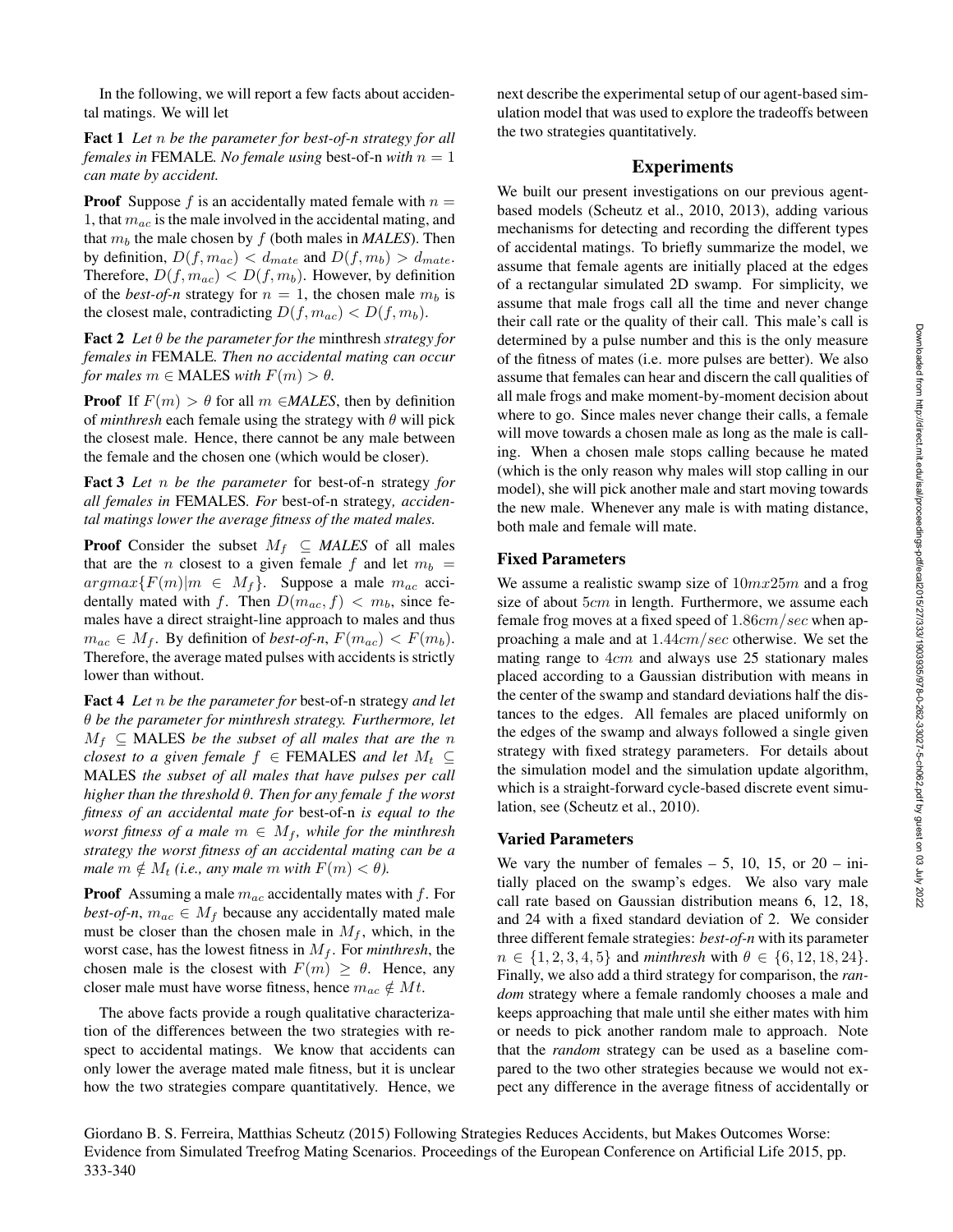In the following, we will report a few facts about accidental matings. We will let

**Fact 1** *Let $n$ be the parameter for best-of-n strategy for all females in* FEMALE*. No female using* best-of-n *with $n = 1$ can mate by accident.*

**Proof** Suppose $f$ is an accidentally mated female with $n = 1$, that $m_{ac}$ is the male involved in the accidental mating, and that $m_b$ the male chosen by $f$ (both males in *MALES*). Then by definition, $D(f, m_{ac}) < d_{mate}$ and $D(f, m_b) > d_{mate}$. Therefore, $D(f, m_{ac}) < D(f, m_b)$. However, by definition of the *best-of-n* strategy for $n = 1$, the chosen male $m_b$ is the closest male, contradicting $D(f, m_{ac}) < D(f, m_b)$.

**Fact 2** *Let $\theta$ be the parameter for the* minthresh *strategy for females in* FEMALE*. Then no accidental mating can occur for males $m \in$ MALES with $F(m) > \theta$.*

**Proof** If $F(m) > \theta$ for all $m \in$*MALES*, then by definition of *minthresh* each female using the strategy with $\theta$ will pick the closest male. Hence, there cannot be any male between the female and the chosen one (which would be closer).

**Fact 3** *Let $n$ be the parameter* for best-of-n strategy *for all females in* FEMALES*. For* best-of-n strategy*, accidental matings lower the average fitness of the mated males.*

**Proof** Consider the subset $M_f \subseteq$ *MALES* of all males that are the $n$ closest to a given female $f$ and let $m_b = argmax\{F(m)|m \in M_f\}$. Suppose a male $m_{ac}$ accidentally mated with $f$. Then $D(m_{ac}, f) < m_b$, since females have a direct straight-line approach to males and thus $m_{ac} \in M_f$. By definition of *best-of-n*, $F(m_{ac}) < F(m_b)$. Therefore, the average mated pulses with accidents is strictly lower than without.

**Fact 4** *Let $n$ be the parameter for* best-of-n strategy *and let $\theta$ be the parameter for minthresh strategy. Furthermore, let $M_f \subseteq$ MALES be the subset of all males that are the $n$ closest to a given female $f \in$ FEMALES and let $M_t \subseteq$ MALES the subset of all males that have pulses per call higher than the threshold $\theta$. Then for any female $f$ the worst fitness of an accidental mate for* best-of-n *is equal to the worst fitness of a male $m \in M_f$, while for the minthresh strategy the worst fitness of an accidental mating can be a male $m \notin M_t$ (i.e., any male $m$ with $F(m) < \theta$).*

**Proof** Assuming a male $m_{ac}$ accidentally mates with $f$. For *best-of-n*, $m_{ac} \in M_f$ because any accidentally mated male must be closer than the chosen male in $M_f$, which, in the worst case, has the lowest fitness in $M_f$. For *minthresh*, the chosen male is the closest with $F(m) \geq \theta$. Hence, any closer male must have worse fitness, hence $m_{ac} \notin Mt$.

The above facts provide a rough qualitative characterization of the differences between the two strategies with respect to accidental matings. We know that accidents can only lower the average mated male fitness, but it is unclear how the two strategies compare quantitatively. Hence, we next describe the experimental setup of our agent-based simulation model that was used to explore the tradeoffs between the two strategies quantitatively.

## Experiments

We built our present investigations on our previous agent-based models (Scheutz et al., 2010, 2013), adding various mechanisms for detecting and recording the different types of accidental matings. To briefly summarize the model, we assume that female agents are initially placed at the edges of a rectangular simulated 2D swamp. For simplicity, we assume that male frogs call all the time and never change their call rate or the quality of their call. This male's call is determined by a pulse number and this is the only measure of the fitness of mates (i.e. more pulses are better). We also assume that females can hear and discern the call qualities of all male frogs and make moment-by-moment decision about where to go. Since males never change their calls, a female will move towards a chosen male as long as the male is calling. When a chosen male stops calling because he mated (which is the only reason why males will stop calling in our model), she will pick another male and start moving towards the new male. Whenever any male is with mating distance, both male and female will mate.

### Fixed Parameters

We assume a realistic swamp size of $10m x 25m$ and a frog size of about $5cm$ in length. Furthermore, we assume each female frog moves at a fixed speed of $1.86cm/sec$ when approaching a male and at $1.44cm/sec$ otherwise. We set the mating range to $4cm$ and always use 25 stationary males placed according to a Gaussian distribution with means in the center of the swamp and standard deviations half the distances to the edges. All females are placed uniformly on the edges of the swamp and always followed a single given strategy with fixed strategy parameters. For details about the simulation model and the simulation update algorithm, which is a straight-forward cycle-based discrete event simulation, see (Scheutz et al., 2010).

### Varied Parameters

We vary the number of females – 5, 10, 15, or 20 – initially placed on the swamp's edges. We also vary male call rate based on Gaussian distribution means 6, 12, 18, and 24 with a fixed standard deviation of 2. We consider three different female strategies: *best-of-n* with its parameter $n \in \{1, 2, 3, 4, 5\}$ and *minthresh* with $\theta \in \{6, 12, 18, 24\}$. Finally, we also add a third strategy for comparison, the *random* strategy where a female randomly chooses a male and keeps approaching that male until she either mates with him or needs to pick another random male to approach. Note that the *random* strategy can be used as a baseline compared to the two other strategies because we would not expect any difference in the average fitness of accidentally or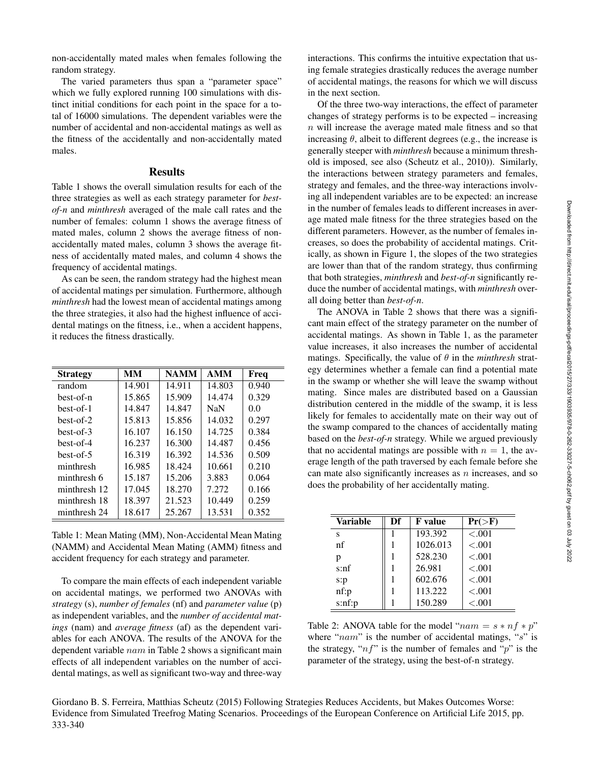non-accidentally mated males when females following the random strategy.

The varied parameters thus span a "parameter space" which we fully explored running 100 simulations with distinct initial conditions for each point in the space for a total of 16000 simulations. The dependent variables were the number of accidental and non-accidental matings as well as the fitness of the accidentally and non-accidentally mated males.

## Results

Table 1 shows the overall simulation results for each of the three strategies as well as each strategy parameter for *best-of-n* and *minthresh* averaged of the male call rates and the number of females: column 1 shows the average fitness of mated males, column 2 shows the average fitness of non-accidentally mated males, column 3 shows the average fitness of accidentally mated males, and column 4 shows the frequency of accidental matings.

As can be seen, the random strategy had the highest mean of accidental matings per simulation. Furthermore, although *minthresh* had the lowest mean of accidental matings among the three strategies, it also had the highest influence of accidental matings on the fitness, i.e., when a accident happens, it reduces the fitness drastically.

| Strategy | MM | NAMM | AMM | Freq |
|---|---|---|---|---|
| random | 14.901 | 14.911 | 14.803 | 0.940 |
| best-of-n | 15.865 | 15.909 | 14.474 | 0.329 |
| best-of-1 | 14.847 | 14.847 | NaN | 0.0 |
| best-of-2 | 15.813 | 15.856 | 14.032 | 0.297 |
| best-of-3 | 16.107 | 16.150 | 14.725 | 0.384 |
| best-of-4 | 16.237 | 16.300 | 14.487 | 0.456 |
| best-of-5 | 16.319 | 16.392 | 14.536 | 0.509 |
| minthresh | 16.985 | 18.424 | 10.661 | 0.210 |
| minthresh 6 | 15.187 | 15.206 | 3.883 | 0.064 |
| minthresh 12 | 17.045 | 18.270 | 7.272 | 0.166 |
| minthresh 18 | 18.397 | 21.523 | 10.449 | 0.259 |
| minthresh 24 | 18.617 | 25.267 | 13.531 | 0.352 |

Table 1: Mean Mating (MM), Non-Accidental Mean Mating (NAMM) and Accidental Mean Mating (AMM) fitness and accident frequency for each strategy and parameter.

To compare the main effects of each independent variable on accidental matings, we performed two ANOVAs with *strategy* (s), *number of females* (nf) and *parameter value* (p) as independent variables, and the *number of accidental matings* (nam) and *average fitness* (af) as the dependent variables for each ANOVA. The results of the ANOVA for the dependent variable $nam$ in Table 2 shows a significant main effects of all independent variables on the number of accidental matings, as well as significant two-way and three-way interactions. This confirms the intuitive expectation that using female strategies drastically reduces the average number of accidental matings, the reasons for which we will discuss in the next section.

Of the three two-way interactions, the effect of parameter changes of strategy performs is to be expected – increasing $n$ will increase the average mated male fitness and so that increasing $\theta$, albeit to different degrees (e.g., the increase is generally steeper with *minthresh* because a minimum threshold is imposed, see also (Scheutz et al., 2010)). Similarly, the interactions between strategy parameters and females, strategy and females, and the three-way interactions involving all independent variables are to be expected: an increase in the number of females leads to different increases in average mated male fitness for the three strategies based on the different parameters. However, as the number of females increases, so does the probability of accidental matings. Critically, as shown in Figure 1, the slopes of the two strategies are lower than that of the random strategy, thus confirming that both strategies, *minthresh* and *best-of-n* significantly reduce the number of accidental matings, with *minthresh* overall doing better than *best-of-n*.

The ANOVA in Table 2 shows that there was a significant main effect of the strategy parameter on the number of accidental matings. As shown in Table 1, as the parameter value increases, it also increases the number of accidental matings. Specifically, the value of $\theta$ in the *minthresh* strategy determines whether a female can find a potential mate in the swamp or whether she will leave the swamp without mating. Since males are distributed based on a Gaussian distribution centered in the middle of the swamp, it is less likely for females to accidentally mate on their way out of the swamp compared to the chances of accidentally mating based on the *best-of-n* strategy. While we argued previously that no accidental matings are possible with $n = 1$, the average length of the path traversed by each female before she can mate also significantly increases as $n$ increases, and so does the probability of her accidentally mating.

| Variable | Df | F value | Pr(>F) |
|---|---|---|---|
| s | 1 | 193.392 | <.001 |
| nf | 1 | 1026.013 | <.001 |
| p | 1 | 528.230 | <.001 |
| s:nf | 1 | 26.981 | <.001 |
| s:p | 1 | 602.676 | <.001 |
| nf:p | 1 | 113.222 | <.001 |
| s:nf:p | 1 | 150.289 | <.001 |

Table 2: ANOVA table for the model "$nam = s * nf * p$" where "$nam$" is the number of accidental matings, "$s$" is the strategy, "$nf$" is the number of females and "$p$" is the parameter of the strategy, using the best-of-n strategy.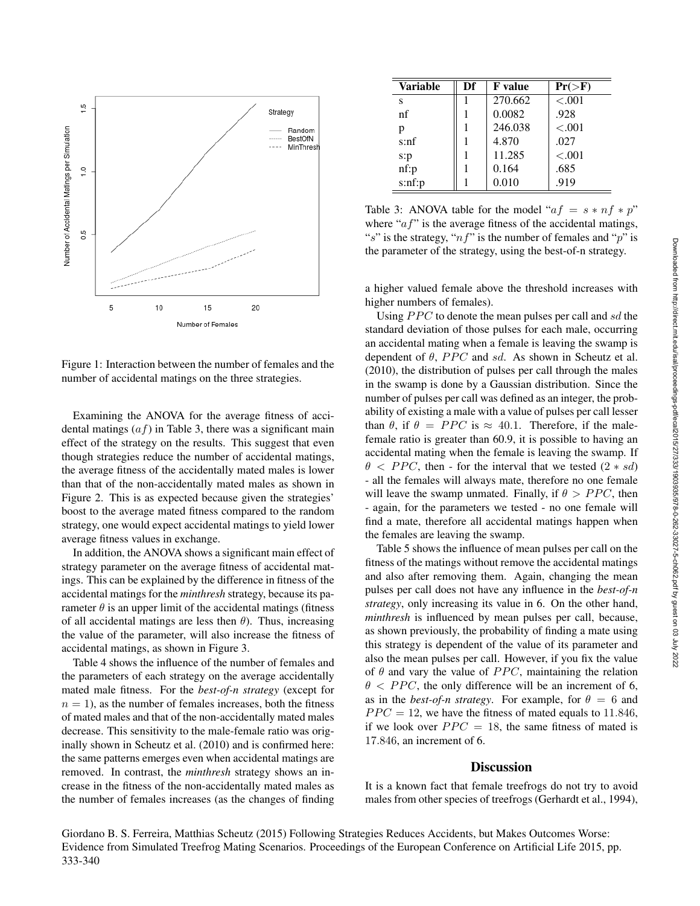Figure 1: Interaction between the number of females and the number of accidental matings on the three strategies.

Examining the ANOVA for the average fitness of accidental matings ($af$) in Table 3, there was a significant main effect of the strategy on the results. This suggest that even though strategies reduce the number of accidental matings, the average fitness of the accidentally mated males is lower than that of the non-accidentally mated males as shown in Figure 2. This is as expected because given the strategies' boost to the average mated fitness compared to the random strategy, one would expect accidental matings to yield lower average fitness values in exchange.

In addition, the ANOVA shows a significant main effect of strategy parameter on the average fitness of accidental matings. This can be explained by the difference in fitness of the accidental matings for the *minthresh* strategy, because its parameter $\theta$ is an upper limit of the accidental matings (fitness of all accidental matings are less then $\theta$). Thus, increasing the value of the parameter, will also increase the fitness of accidental matings, as shown in Figure 3.

Table 4 shows the influence of the number of females and the parameters of each strategy on the average accidentally mated male fitness. For the *best-of-n strategy* (except for $n = 1$), as the number of females increases, both the fitness of mated males and that of the non-accidentally mated males decrease. This sensitivity to the male-female ratio was originally shown in Scheutz et al. (2010) and is confirmed here: the same patterns emerges even when accidental matings are removed. In contrast, the *minthresh* strategy shows an increase in the fitness of the non-accidentally mated males as the number of females increases (as the changes of finding a higher valued female above the threshold increases with higher numbers of females).

| Variable | Df | F value | Pr(>F) |
|---|---|---|---|
| s | 1 | 270.662 | <.001 |
| nf | 1 | 0.0082 | .928 |
| p | 1 | 246.038 | <.001 |
| s:nf | 1 | 4.870 | .027 |
| s:p | 1 | 11.285 | <.001 |
| nf:p | 1 | 0.164 | .685 |
| s:nf:p | 1 | 0.010 | .919 |

Table 3: ANOVA table for the model "$af = s * nf * p$" where "$af$" is the average fitness of the accidental matings, "$s$" is the strategy, "$nf$" is the number of females and "$p$" is the parameter of the strategy, using the best-of-n strategy.

Using $PPC$ to denote the mean pulses per call and $sd$ the standard deviation of those pulses for each male, occurring an accidental mating when a female is leaving the swamp is dependent of $\theta$, $PPC$ and $sd$. As shown in Scheutz et al. (2010), the distribution of pulses per call through the males in the swamp is done by a Gaussian distribution. Since the number of pulses per call was defined as an integer, the probability of existing a male with a value of pulses per call lesser than $\theta$, if $\theta = PPC$ is $\approx 40.1$. Therefore, if the male-female ratio is greater than 60.9, it is possible to having an accidental mating when the female is leaving the swamp. If $\theta < PPC$, then - for the interval that we tested ($2 * sd$) - all the females will always mate, therefore no one female will leave the swamp unmated. Finally, if $\theta > PPC$, then - again, for the parameters we tested - no one female will find a mate, therefore all accidental matings happen when the females are leaving the swamp.

Table 5 shows the influence of mean pulses per call on the fitness of the matings without remove the accidental matings and also after removing them. Again, changing the mean pulses per call does not have any influence in the *best-of-n strategy*, only increasing its value in 6. On the other hand, *minthresh* is influenced by mean pulses per call, because, as shown previously, the probability of finding a mate using this strategy is dependent of the value of its parameter and also the mean pulses per call. However, if you fix the value of $\theta$ and vary the value of $PPC$, maintaining the relation $\theta < PPC$, the only difference will be an increment of 6, as in the *best-of-n strategy*. For example, for $\theta = 6$ and $PPC = 12$, we have the fitness of mated equals to $11.846$, if we look over $PPC = 18$, the same fitness of mated is $17.846$, an increment of 6.

## Discussion

It is a known fact that female treefrogs do not try to avoid males from other species of treefrogs (Gerhardt et al., 1994),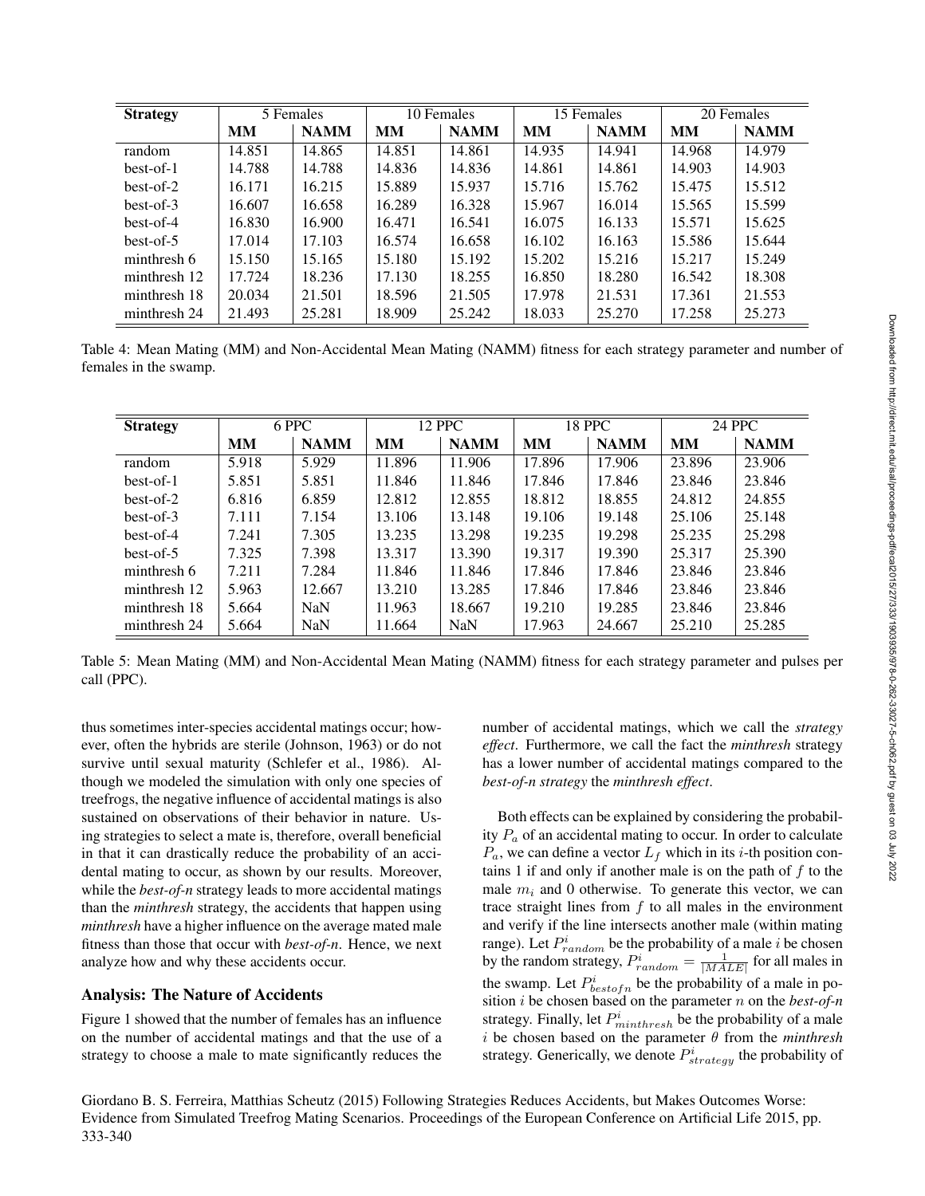| Strategy | 5 Females | | 10 Females | | 15 Females | | 20 Females | |
|---|---|---|---|---|---|---|---|---|
| | **MM** | **NAMM** | **MM** | **NAMM** | **MM** | **NAMM** | **MM** | **NAMM** |
| random | 14.851 | 14.865 | 14.851 | 14.861 | 14.935 | 14.941 | 14.968 | 14.979 |
| best-of-1 | 14.788 | 14.788 | 14.836 | 14.836 | 14.861 | 14.861 | 14.903 | 14.903 |
| best-of-2 | 16.171 | 16.215 | 15.889 | 15.937 | 15.716 | 15.762 | 15.475 | 15.512 |
| best-of-3 | 16.607 | 16.658 | 16.289 | 16.328 | 15.967 | 16.014 | 15.565 | 15.599 |
| best-of-4 | 16.830 | 16.900 | 16.471 | 16.541 | 16.075 | 16.133 | 15.571 | 15.625 |
| best-of-5 | 17.014 | 17.103 | 16.574 | 16.658 | 16.102 | 16.163 | 15.586 | 15.644 |
| minthresh 6 | 15.150 | 15.165 | 15.180 | 15.192 | 15.202 | 15.216 | 15.217 | 15.249 |
| minthresh 12 | 17.724 | 18.236 | 17.130 | 18.255 | 16.850 | 18.280 | 16.542 | 18.308 |
| minthresh 18 | 20.034 | 21.501 | 18.596 | 21.505 | 17.978 | 21.531 | 17.361 | 21.553 |
| minthresh 24 | 21.493 | 25.281 | 18.909 | 25.242 | 18.033 | 25.270 | 17.258 | 25.273 |

Table 4: Mean Mating (MM) and Non-Accidental Mean Mating (NAMM) fitness for each strategy parameter and number of females in the swamp.

| Strategy | 6 PPC | | 12 PPC | | 18 PPC | | 24 PPC | |
|---|---|---|---|---|---|---|---|---|
| | **MM** | **NAMM** | **MM** | **NAMM** | **MM** | **NAMM** | **MM** | **NAMM** |
| random | 5.918 | 5.929 | 11.896 | 11.906 | 17.896 | 17.906 | 23.896 | 23.906 |
| best-of-1 | 5.851 | 5.851 | 11.846 | 11.846 | 17.846 | 17.846 | 23.846 | 23.846 |
| best-of-2 | 6.816 | 6.859 | 12.812 | 12.855 | 18.812 | 18.855 | 24.812 | 24.855 |
| best-of-3 | 7.111 | 7.154 | 13.106 | 13.148 | 19.106 | 19.148 | 25.106 | 25.148 |
| best-of-4 | 7.241 | 7.305 | 13.235 | 13.298 | 19.235 | 19.298 | 25.235 | 25.298 |
| best-of-5 | 7.325 | 7.398 | 13.317 | 13.390 | 19.317 | 19.390 | 25.317 | 25.390 |
| minthresh 6 | 7.211 | 7.284 | 11.846 | 11.846 | 17.846 | 17.846 | 23.846 | 23.846 |
| minthresh 12 | 5.963 | 12.667 | 13.210 | 13.285 | 17.846 | 17.846 | 23.846 | 23.846 |
| minthresh 18 | 5.664 | NaN | 11.963 | 18.667 | 19.210 | 19.285 | 23.846 | 23.846 |
| minthresh 24 | 5.664 | NaN | 11.664 | NaN | 17.963 | 24.667 | 25.210 | 25.285 |

Table 5: Mean Mating (MM) and Non-Accidental Mean Mating (NAMM) fitness for each strategy parameter and pulses per call (PPC).

thus sometimes inter-species accidental matings occur; however, often the hybrids are sterile (Johnson, 1963) or do not survive until sexual maturity (Schlefer et al., 1986). Although we modeled the simulation with only one species of treefrogs, the negative influence of accidental matings is also sustained on observations of their behavior in nature. Using strategies to select a mate is, therefore, overall beneficial in that it can drastically reduce the probability of an accidental mating to occur, as shown by our results. Moreover, while the *best-of-n* strategy leads to more accidental matings than the *minthresh* strategy, the accidents that happen using *minthresh* have a higher influence on the average mated male fitness than those that occur with *best-of-n*. Hence, we next analyze how and why these accidents occur.

## Analysis: The Nature of Accidents

Figure 1 showed that the number of females has an influence on the number of accidental matings and that the use of a strategy to choose a male to mate significantly reduces the number of accidental matings, which we call the *strategy effect*. Furthermore, we call the fact the *minthresh* strategy has a lower number of accidental matings compared to the *best-of-n strategy* the *minthresh effect*.

Both effects can be explained by considering the probability $P_a$ of an accidental mating to occur. In order to calculate $P_a$, we can define a vector $L_f$ which in its $i$-th position contains 1 if and only if another male is on the path of $f$ to the male $m_i$ and 0 otherwise. To generate this vector, we can trace straight lines from $f$ to all males in the environment and verify if the line intersects another male (within mating range). Let $P^i_{random}$ be the probability of a male $i$ be chosen by the random strategy, $P^i_{random} = \frac{1}{|MALE|}$ for all males in the swamp. Let $P^i_{bestofn}$ be the probability of a male in position $i$ be chosen based on the parameter $n$ on the *best-of-n* strategy. Finally, let $P^i_{minthresh}$ be the probability of a male $i$ be chosen based on the parameter $\theta$ from the *minthresh* strategy. Generically, we denote $P^i_{strategy}$ the probability of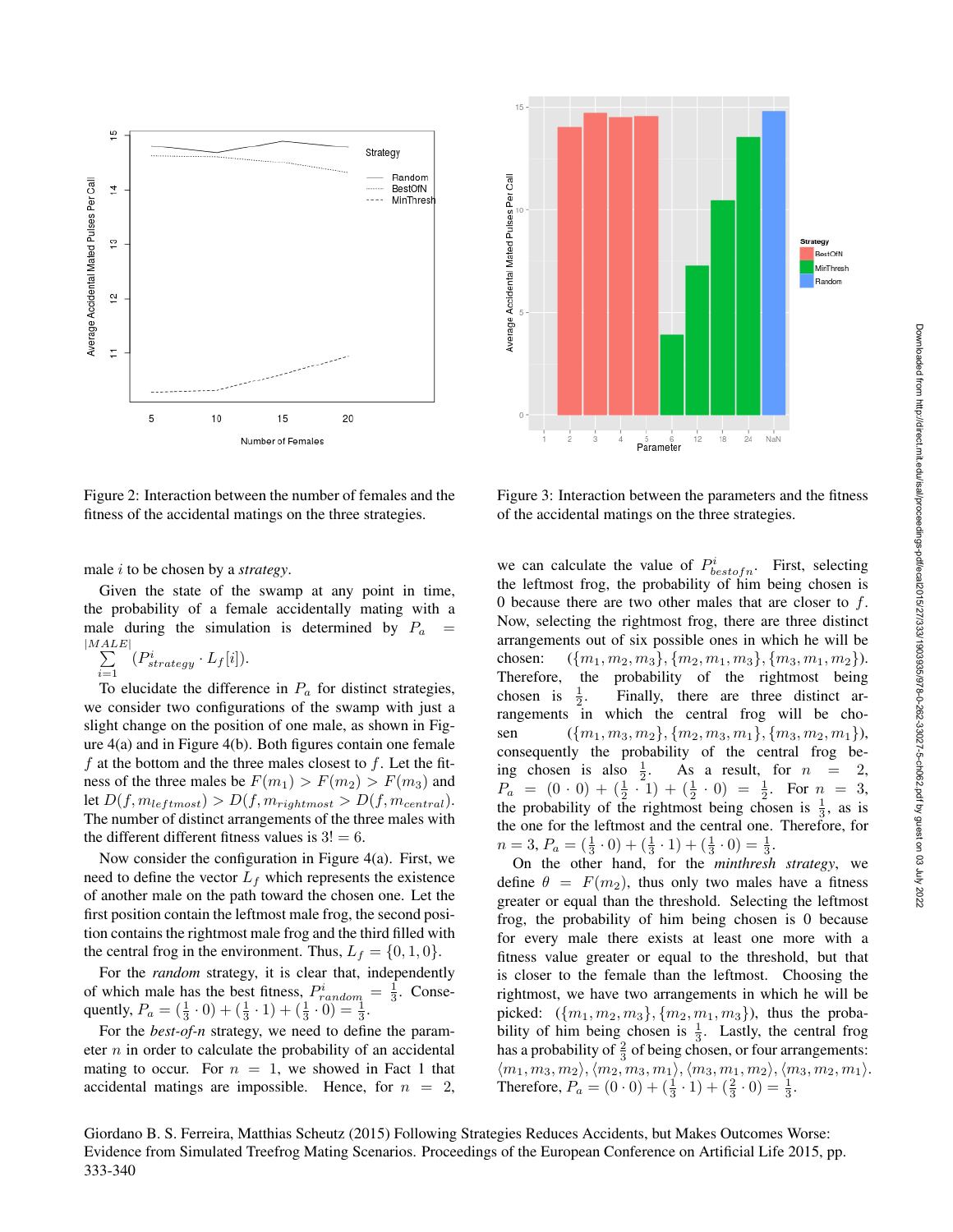Figure 2: Interaction between the number of females and the fitness of the accidental matings on the three strategies.

Figure 3: Interaction between the parameters and the fitness of the accidental matings on the three strategies.

male $i$ to be chosen by a *strategy*.

Given the state of the swamp at any point in time, the probability of a female accidentally mating with a male during the simulation is determined by $P_a = \sum_{i=1}^{|MALE|} (P^i_{strategy} \cdot L_f[i])$.

To elucidate the difference in $P_a$ for distinct strategies, we consider two configurations of the swamp with just a slight change on the position of one male, as shown in Figure 4(a) and in Figure 4(b). Both figures contain one female $f$ at the bottom and the three males closest to $f$. Let the fitness of the three males be $F(m_1) > F(m_2) > F(m_3)$ and let $D(f, m_{leftmost}) > D(f, m_{rightmost} > D(f, m_{central})$. The number of distinct arrangements of the three males with the different different fitness values is $3! = 6$.

Now consider the configuration in Figure 4(a). First, we need to define the vector $L_f$ which represents the existence of another male on the path toward the chosen one. Let the first position contain the leftmost male frog, the second position contains the rightmost male frog and the third filled with the central frog in the environment. Thus, $L_f = \{0, 1, 0\}$.

For the *random* strategy, it is clear that, independently of which male has the best fitness, $P^i_{random} = \frac{1}{3}$. Consequently, $P_a = (\frac{1}{3} \cdot 0) + (\frac{1}{3} \cdot 1) + (\frac{1}{3} \cdot 0) = \frac{1}{3}$.

For the *best-of-n* strategy, we need to define the parameter $n$ in order to calculate the probability of an accidental mating to occur. For $n = 1$, we showed in Fact 1 that accidental matings are impossible. Hence, for $n = 2$, we can calculate the value of $P^i_{bestofn}$. First, selecting the leftmost frog, the probability of him being chosen is 0 because there are two other males that are closer to $f$. Now, selecting the rightmost frog, there are three distinct arrangements out of six possible ones in which he will be chosen: $(\{m_1, m_2, m_3\}, \{m_2, m_1, m_3\}, \{m_3, m_1, m_2\})$. Therefore, the probability of the rightmost being chosen is $\frac{1}{2}$. Finally, there are three distinct arrangements in which the central frog will be chosen $(\{m_1, m_3, m_2\}, \{m_2, m_3, m_1\}, \{m_3, m_2, m_1\})$, consequently the probability of the central frog being chosen is also $\frac{1}{2}$. As a result, for $n = 2$, $P_a = (0 \cdot 0) + (\frac{1}{2} \cdot 1) + (\frac{1}{2} \cdot 0) = \frac{1}{2}$. For $n = 3$, the probability of the rightmost being chosen is $\frac{1}{3}$, as is the one for the leftmost and the central one. Therefore, for $n = 3$, $P_a = (\frac{1}{3} \cdot 0) + (\frac{1}{3} \cdot 1) + (\frac{1}{3} \cdot 0) = \frac{1}{3}$.

On the other hand, for the *minthresh strategy*, we define $\theta = F(m_2)$, thus only two males have a fitness greater or equal than the threshold. Selecting the leftmost frog, the probability of him being chosen is 0 because for every male there exists at least one more with a fitness value greater or equal to the threshold, but that is closer to the female than the leftmost. Choosing the rightmost, we have two arrangements in which he will be picked: $(\{m_1, m_2, m_3\}, \{m_2, m_1, m_3\})$, thus the probability of him being chosen is $\frac{1}{3}$. Lastly, the central frog has a probability of $\frac{2}{3}$ of being chosen, or four arrangements: $\langle m_1, m_3, m_2\rangle, \langle m_2, m_3, m_1\rangle, \langle m_3, m_1, m_2\rangle, \langle m_3, m_2, m_1\rangle$. Therefore, $P_a = (0 \cdot 0) + (\frac{1}{3} \cdot 1) + (\frac{2}{3} \cdot 0) = \frac{1}{3}$.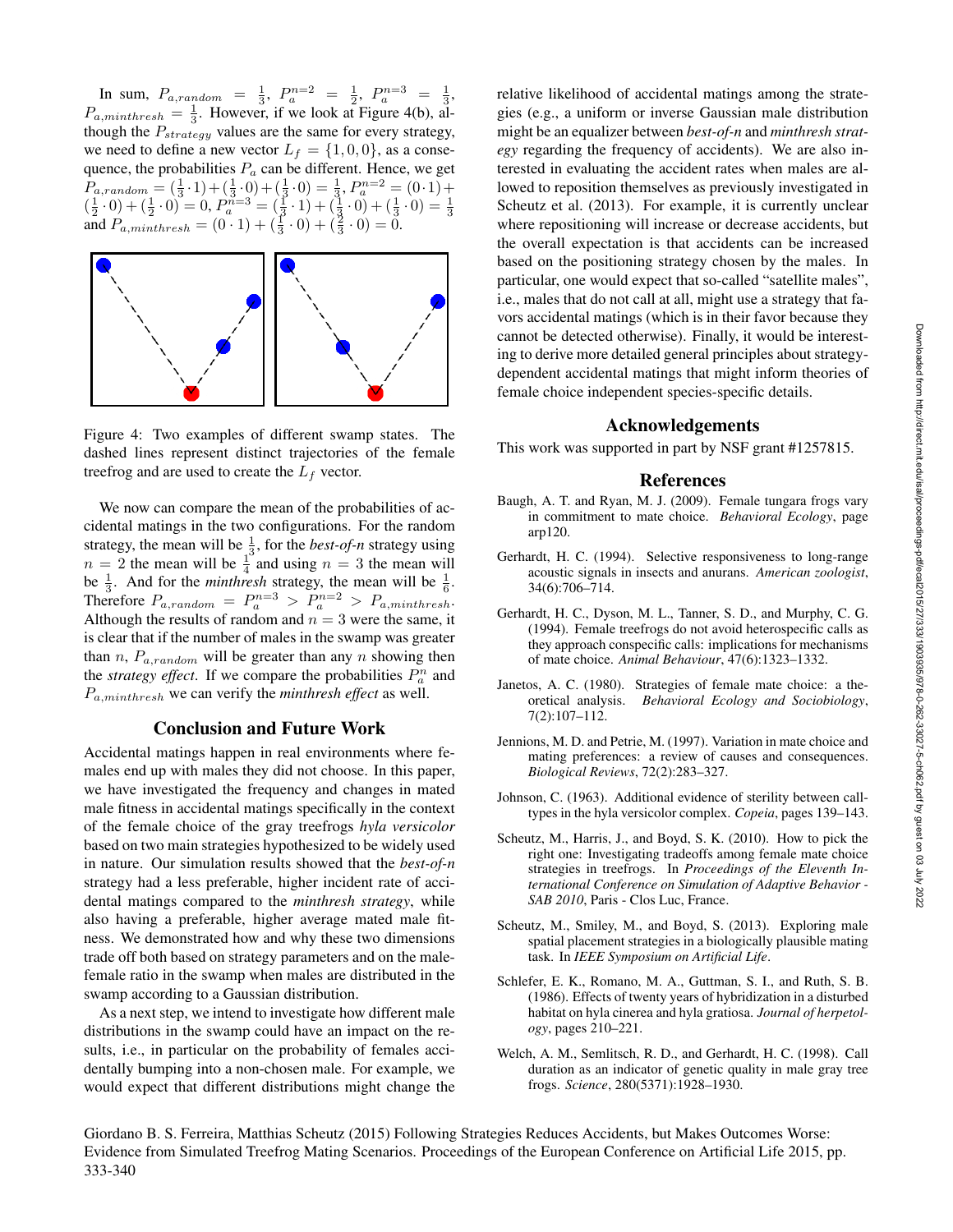In sum, $P_{a,random} = \frac{1}{3}$, $P_a^{n=2} = \frac{1}{2}$, $P_a^{n=3} = \frac{1}{3}$, $P_{a,minthresh} = \frac{1}{3}$. However, if we look at Figure 4(b), although the $P_{strategy}$ values are the same for every strategy, we need to define a new vector $L_f = \{1, 0, 0\}$, as a consequence, the probabilities $P_a$ can be different. Hence, we get $P_{a,random} = (\frac{1}{3} \cdot 1) + (\frac{1}{3} \cdot 0) + (\frac{1}{3} \cdot 0) = \frac{1}{3}$, $P_a^{n=2} = (0 \cdot 1) + (\frac{1}{2} \cdot 0) + (\frac{1}{2} \cdot 0) = 0$, $P_a^{n=3} = (\frac{1}{3} \cdot 1) + (\frac{1}{3} \cdot 0) + (\frac{1}{3} \cdot 0) = \frac{1}{3}$ and $P_{a,minthresh} = (0 \cdot 1) + (\frac{1}{3} \cdot 0) + (\frac{2}{3} \cdot 0) = 0$.

Figure 4: Two examples of different swamp states. The dashed lines represent distinct trajectories of the female treefrog and are used to create the $L_f$ vector.

We now can compare the mean of the probabilities of accidental matings in the two configurations. For the random strategy, the mean will be $\frac{1}{3}$, for the *best-of-n* strategy using $n = 2$ the mean will be $\frac{1}{4}$ and using $n = 3$ the mean will be $\frac{1}{3}$. And for the *minthresh* strategy, the mean will be $\frac{1}{6}$. Therefore $P_{a,random} = P_a^{n=3} > P_a^{n=2} > P_{a,minthresh}$. Although the results of random and $n = 3$ were the same, it is clear that if the number of males in the swamp was greater than $n$, $P_{a,random}$ will be greater than any $n$ showing then the *strategy effect*. If we compare the probabilities $P_a^n$ and $P_{a,minthresh}$ we can verify the *minthresh effect* as well.

## Conclusion and Future Work

Accidental matings happen in real environments where females end up with males they did not choose. In this paper, we have investigated the frequency and changes in mated male fitness in accidental matings specifically in the context of the female choice of the gray treefrogs *hyla versicolor* based on two main strategies hypothesized to be widely used in nature. Our simulation results showed that the *best-of-n* strategy had a less preferable, higher incident rate of accidental matings compared to the *minthresh strategy*, while also having a preferable, higher average mated male fitness. We demonstrated how and why these two dimensions trade off both based on strategy parameters and on the male-female ratio in the swamp when males are distributed in the swamp according to a Gaussian distribution.

As a next step, we intend to investigate how different male distributions in the swamp could have an impact on the results, i.e., in particular on the probability of females accidentally bumping into a non-chosen male. For example, we would expect that different distributions might change the relative likelihood of accidental matings among the strategies (e.g., a uniform or inverse Gaussian male distribution might be an equalizer between *best-of-n* and *minthresh strategy* regarding the frequency of accidents). We are also interested in evaluating the accident rates when males are allowed to reposition themselves as previously investigated in Scheutz et al. (2013). For example, it is currently unclear where repositioning will increase or decrease accidents, but the overall expectation is that accidents can be increased based on the positioning strategy chosen by the males. In particular, one would expect that so-called "satellite males", i.e., males that do not call at all, might use a strategy that favors accidental matings (which is in their favor because they cannot be detected otherwise). Finally, it would be interesting to derive more detailed general principles about strategy-dependent accidental matings that might inform theories of female choice independent species-specific details.

## Acknowledgements

This work was supported in part by NSF grant #1257815.

## References

Baugh, A. T. and Ryan, M. J. (2009). Female tungara frogs vary in commitment to mate choice. *Behavioral Ecology*, page arp120.

Gerhardt, H. C. (1994). Selective responsiveness to long-range acoustic signals in insects and anurans. *American zoologist*, 34(6):706–714.

Gerhardt, H. C., Dyson, M. L., Tanner, S. D., and Murphy, C. G. (1994). Female treefrogs do not avoid heterospecific calls as they approach conspecific calls: implications for mechanisms of mate choice. *Animal Behaviour*, 47(6):1323–1332.

Janetos, A. C. (1980). Strategies of female mate choice: a theoretical analysis. *Behavioral Ecology and Sociobiology*, 7(2):107–112.

Jennions, M. D. and Petrie, M. (1997). Variation in mate choice and mating preferences: a review of causes and consequences. *Biological Reviews*, 72(2):283–327.

Johnson, C. (1963). Additional evidence of sterility between call-types in the hyla versicolor complex. *Copeia*, pages 139–143.

Scheutz, M., Harris, J., and Boyd, S. K. (2010). How to pick the right one: Investigating tradeoffs among female mate choice strategies in treefrogs. In *Proceedings of the Eleventh International Conference on Simulation of Adaptive Behavior - SAB 2010*, Paris - Clos Luc, France.

Scheutz, M., Smiley, M., and Boyd, S. (2013). Exploring male spatial placement strategies in a biologically plausible mating task. In *IEEE Symposium on Artificial Life*.

Schlefer, E. K., Romano, M. A., Guttman, S. I., and Ruth, S. B. (1986). Effects of twenty years of hybridization in a disturbed habitat on hyla cinerea and hyla gratiosa. *Journal of herpetology*, pages 210–221.

Welch, A. M., Semlitsch, R. D., and Gerhardt, H. C. (1998). Call duration as an indicator of genetic quality in male gray tree frogs. *Science*, 280(5371):1928–1930.